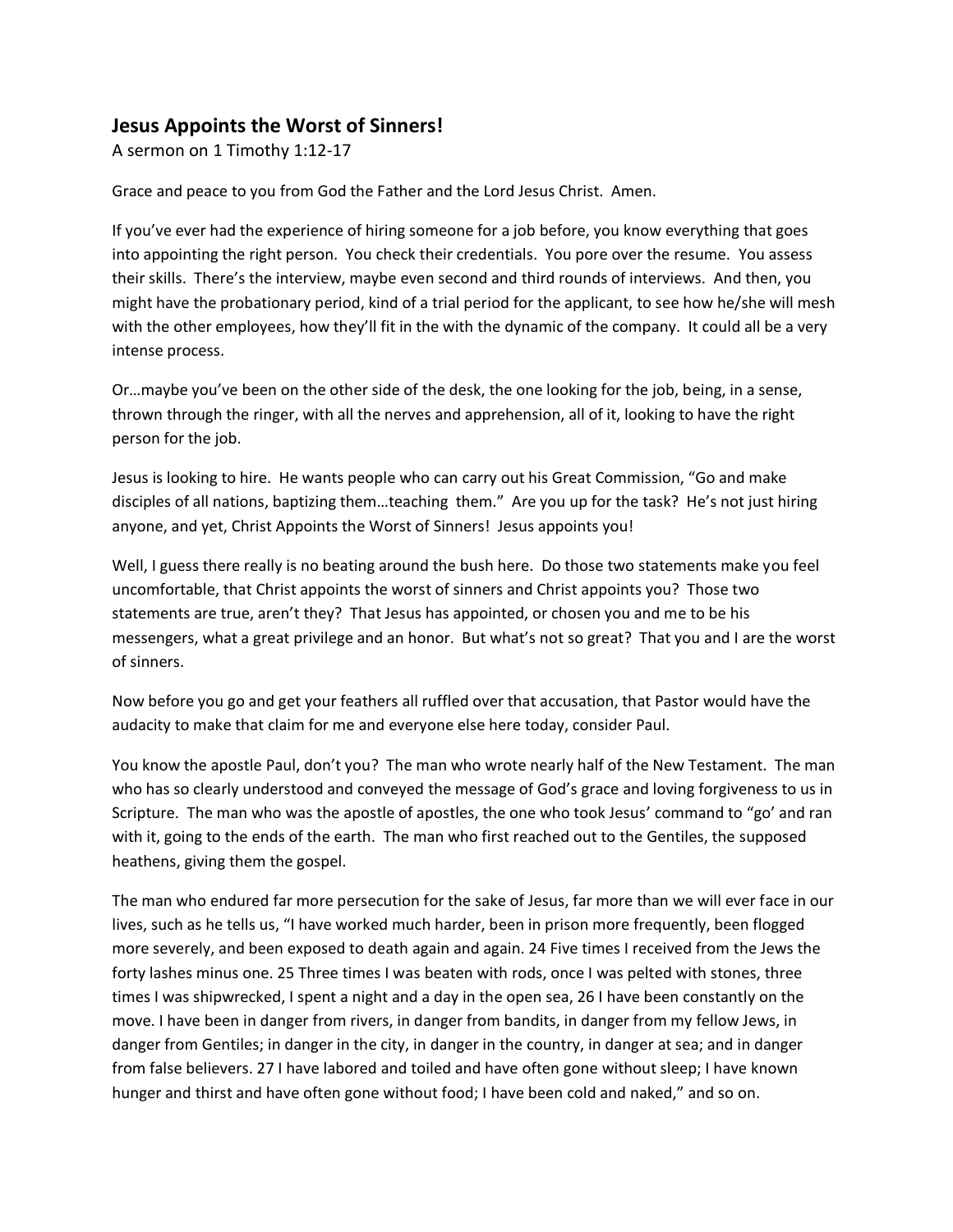## Jesus Appoints the Worst of Sinners!

A sermon on 1 Timothy 1:12-17

Grace and peace to you from God the Father and the Lord Jesus Christ. Amen.

If you've ever had the experience of hiring someone for a job before, you know everything that goes into appointing the right person. You check their credentials. You pore over the resume. You assess their skills. There's the interview, maybe even second and third rounds of interviews. And then, you might have the probationary period, kind of a trial period for the applicant, to see how he/she will mesh with the other employees, how they'll fit in the with the dynamic of the company. It could all be a very intense process.

Or…maybe you've been on the other side of the desk, the one looking for the job, being, in a sense, thrown through the ringer, with all the nerves and apprehension, all of it, looking to have the right person for the job.

Jesus is looking to hire. He wants people who can carry out his Great Commission, "Go and make disciples of all nations, baptizing them…teaching them." Are you up for the task? He's not just hiring anyone, and yet, Christ Appoints the Worst of Sinners! Jesus appoints you!

Well, I guess there really is no beating around the bush here. Do those two statements make you feel uncomfortable, that Christ appoints the worst of sinners and Christ appoints you? Those two statements are true, aren't they? That Jesus has appointed, or chosen you and me to be his messengers, what a great privilege and an honor. But what's not so great? That you and I are the worst of sinners.

Now before you go and get your feathers all ruffled over that accusation, that Pastor would have the audacity to make that claim for me and everyone else here today, consider Paul.

You know the apostle Paul, don't you? The man who wrote nearly half of the New Testament. The man who has so clearly understood and conveyed the message of God's grace and loving forgiveness to us in Scripture. The man who was the apostle of apostles, the one who took Jesus' command to "go' and ran with it, going to the ends of the earth. The man who first reached out to the Gentiles, the supposed heathens, giving them the gospel.

The man who endured far more persecution for the sake of Jesus, far more than we will ever face in our lives, such as he tells us, "I have worked much harder, been in prison more frequently, been flogged more severely, and been exposed to death again and again. 24 Five times I received from the Jews the forty lashes minus one. 25 Three times I was beaten with rods, once I was pelted with stones, three times I was shipwrecked, I spent a night and a day in the open sea, 26 I have been constantly on the move. I have been in danger from rivers, in danger from bandits, in danger from my fellow Jews, in danger from Gentiles; in danger in the city, in danger in the country, in danger at sea; and in danger from false believers. 27 I have labored and toiled and have often gone without sleep; I have known hunger and thirst and have often gone without food; I have been cold and naked," and so on.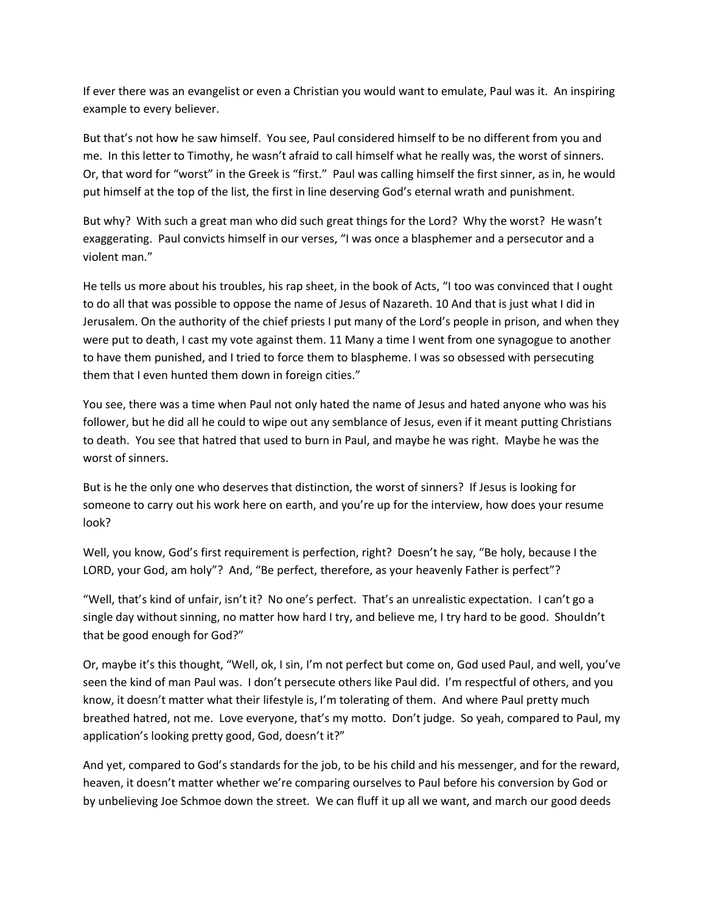If ever there was an evangelist or even a Christian you would want to emulate, Paul was it. An inspiring example to every believer.

But that's not how he saw himself. You see, Paul considered himself to be no different from you and me. In this letter to Timothy, he wasn't afraid to call himself what he really was, the worst of sinners. Or, that word for "worst" in the Greek is "first." Paul was calling himself the first sinner, as in, he would put himself at the top of the list, the first in line deserving God's eternal wrath and punishment.

But why? With such a great man who did such great things for the Lord? Why the worst? He wasn't exaggerating. Paul convicts himself in our verses, "I was once a blasphemer and a persecutor and a violent man."

He tells us more about his troubles, his rap sheet, in the book of Acts, "I too was convinced that I ought to do all that was possible to oppose the name of Jesus of Nazareth. 10 And that is just what I did in Jerusalem. On the authority of the chief priests I put many of the Lord's people in prison, and when they were put to death, I cast my vote against them. 11 Many a time I went from one synagogue to another to have them punished, and I tried to force them to blaspheme. I was so obsessed with persecuting them that I even hunted them down in foreign cities."

You see, there was a time when Paul not only hated the name of Jesus and hated anyone who was his follower, but he did all he could to wipe out any semblance of Jesus, even if it meant putting Christians to death. You see that hatred that used to burn in Paul, and maybe he was right. Maybe he was the worst of sinners.

But is he the only one who deserves that distinction, the worst of sinners? If Jesus is looking for someone to carry out his work here on earth, and you're up for the interview, how does your resume look?

Well, you know, God's first requirement is perfection, right? Doesn't he say, "Be holy, because I the LORD, your God, am holy"? And, "Be perfect, therefore, as your heavenly Father is perfect"?

"Well, that's kind of unfair, isn't it? No one's perfect. That's an unrealistic expectation. I can't go a single day without sinning, no matter how hard I try, and believe me, I try hard to be good. Shouldn't that be good enough for God?"

Or, maybe it's this thought, "Well, ok, I sin, I'm not perfect but come on, God used Paul, and well, you've seen the kind of man Paul was. I don't persecute others like Paul did. I'm respectful of others, and you know, it doesn't matter what their lifestyle is, I'm tolerating of them. And where Paul pretty much breathed hatred, not me. Love everyone, that's my motto. Don't judge. So yeah, compared to Paul, my application's looking pretty good, God, doesn't it?"

And yet, compared to God's standards for the job, to be his child and his messenger, and for the reward, heaven, it doesn't matter whether we're comparing ourselves to Paul before his conversion by God or by unbelieving Joe Schmoe down the street. We can fluff it up all we want, and march our good deeds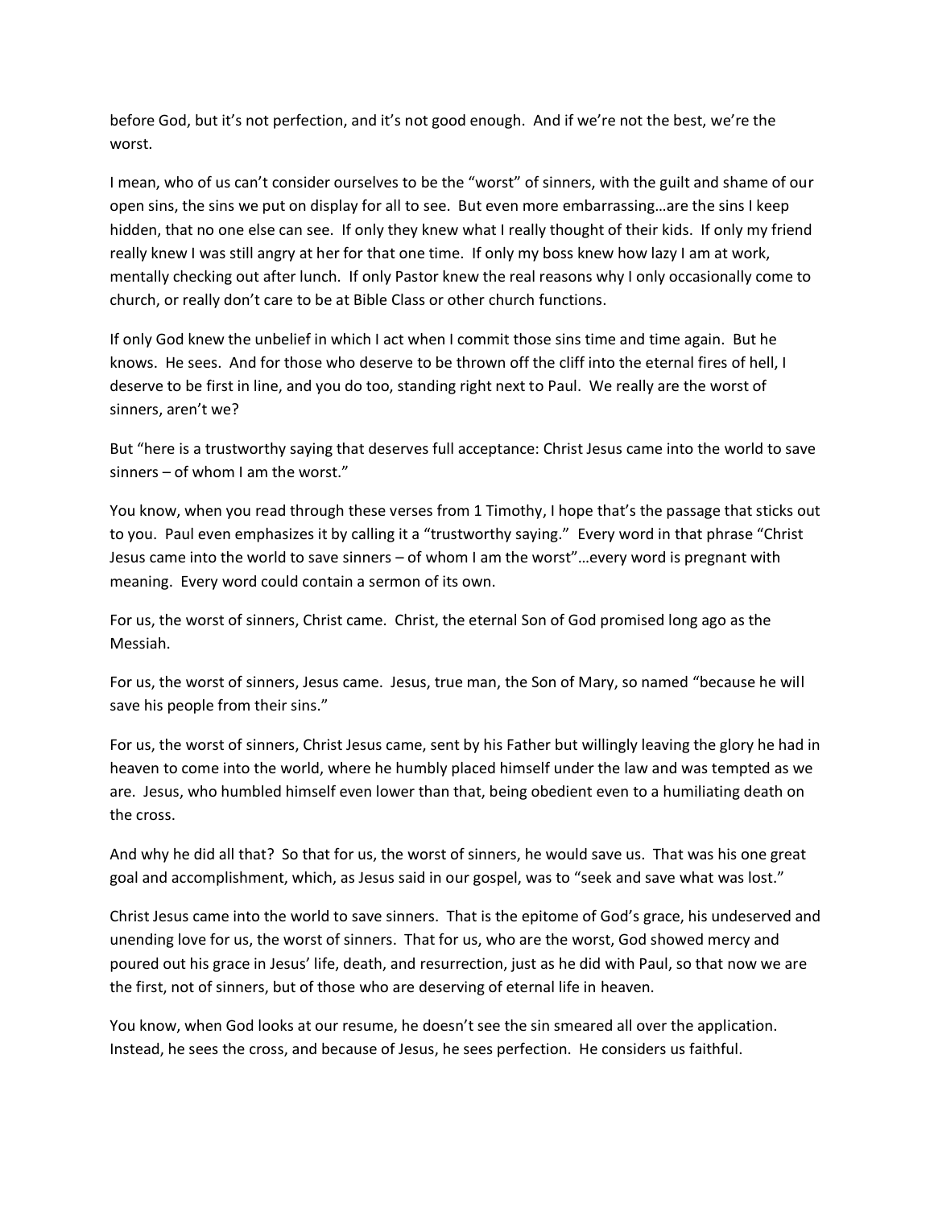before God, but it's not perfection, and it's not good enough. And if we're not the best, we're the worst.

I mean, who of us can't consider ourselves to be the "worst" of sinners, with the guilt and shame of our open sins, the sins we put on display for all to see. But even more embarrassing…are the sins I keep hidden, that no one else can see. If only they knew what I really thought of their kids. If only my friend really knew I was still angry at her for that one time. If only my boss knew how lazy I am at work, mentally checking out after lunch. If only Pastor knew the real reasons why I only occasionally come to church, or really don't care to be at Bible Class or other church functions.

If only God knew the unbelief in which I act when I commit those sins time and time again. But he knows. He sees. And for those who deserve to be thrown off the cliff into the eternal fires of hell, I deserve to be first in line, and you do too, standing right next to Paul. We really are the worst of sinners, aren't we?

But "here is a trustworthy saying that deserves full acceptance: Christ Jesus came into the world to save sinners – of whom I am the worst."

You know, when you read through these verses from 1 Timothy, I hope that's the passage that sticks out to you. Paul even emphasizes it by calling it a "trustworthy saying." Every word in that phrase "Christ Jesus came into the world to save sinners – of whom I am the worst"…every word is pregnant with meaning. Every word could contain a sermon of its own.

For us, the worst of sinners, Christ came. Christ, the eternal Son of God promised long ago as the Messiah.

For us, the worst of sinners, Jesus came. Jesus, true man, the Son of Mary, so named "because he will save his people from their sins."

For us, the worst of sinners, Christ Jesus came, sent by his Father but willingly leaving the glory he had in heaven to come into the world, where he humbly placed himself under the law and was tempted as we are. Jesus, who humbled himself even lower than that, being obedient even to a humiliating death on the cross.

And why he did all that? So that for us, the worst of sinners, he would save us. That was his one great goal and accomplishment, which, as Jesus said in our gospel, was to "seek and save what was lost."

Christ Jesus came into the world to save sinners. That is the epitome of God's grace, his undeserved and unending love for us, the worst of sinners. That for us, who are the worst, God showed mercy and poured out his grace in Jesus' life, death, and resurrection, just as he did with Paul, so that now we are the first, not of sinners, but of those who are deserving of eternal life in heaven.

You know, when God looks at our resume, he doesn't see the sin smeared all over the application. Instead, he sees the cross, and because of Jesus, he sees perfection. He considers us faithful.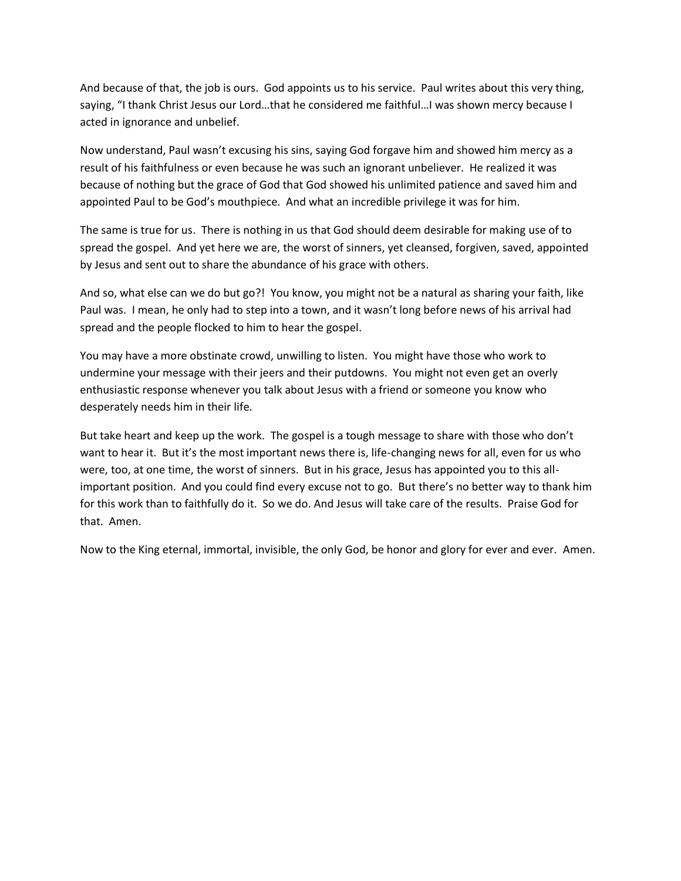And because of that, the job is ours. God appoints us to his service. Paul writes about this very thing, saying, "I thank Christ Jesus our Lord…that he considered me faithful…I was shown mercy because I acted in ignorance and unbelief.

Now understand, Paul wasn't excusing his sins, saying God forgave him and showed him mercy as a result of his faithfulness or even because he was such an ignorant unbeliever. He realized it was because of nothing but the grace of God that God showed his unlimited patience and saved him and appointed Paul to be God's mouthpiece. And what an incredible privilege it was for him.

The same is true for us. There is nothing in us that God should deem desirable for making use of to spread the gospel. And yet here we are, the worst of sinners, yet cleansed, forgiven, saved, appointed by Jesus and sent out to share the abundance of his grace with others.

And so, what else can we do but go?! You know, you might not be a natural as sharing your faith, like Paul was. I mean, he only had to step into a town, and it wasn't long before news of his arrival had spread and the people flocked to him to hear the gospel.

You may have a more obstinate crowd, unwilling to listen. You might have those who work to undermine your message with their jeers and their putdowns. You might not even get an overly enthusiastic response whenever you talk about Jesus with a friend or someone you know who desperately needs him in their life.

But take heart and keep up the work. The gospel is a tough message to share with those who don't want to hear it. But it's the most important news there is, life-changing news for all, even for us who were, too, at one time, the worst of sinners. But in his grace, Jesus has appointed you to this all-important position. And you could find every excuse not to go. But there's no better way to thank him for this work than to faithfully do it. So we do. And Jesus will take care of the results. Praise God for that. Amen.

Now to the King eternal, immortal, invisible, the only God, be honor and glory for ever and ever. Amen.